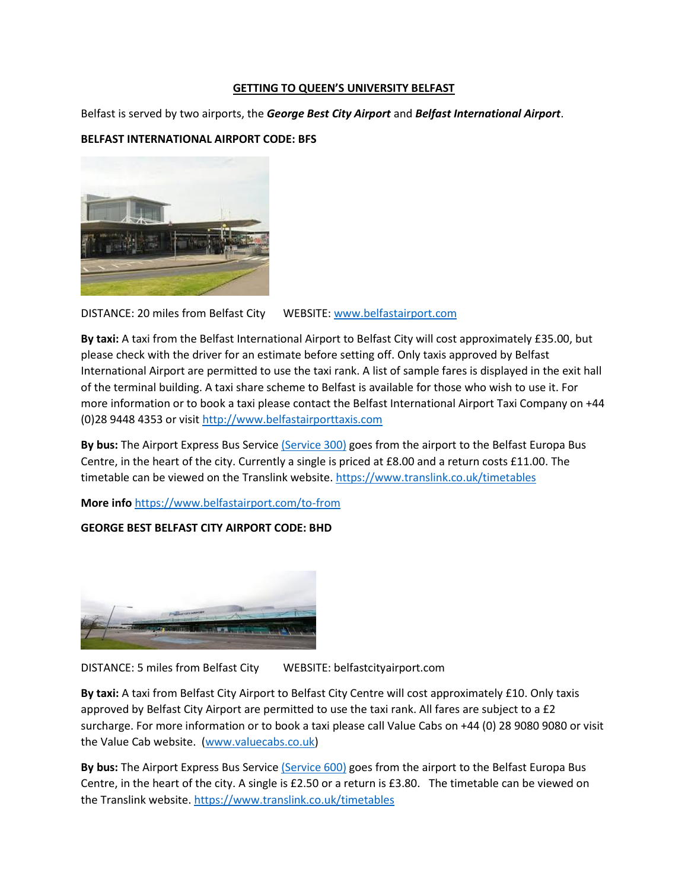# GETTING TO QUEEN'S UNIVERSITY BELFAST

Belfast is served by two airports, the ***George Best City Airport*** and ***Belfast International Airport***.

**BELFAST INTERNATIONAL AIRPORT CODE: BFS**

DISTANCE: 20 miles from Belfast City  WEBSITE: www.belfastairport.com

**By taxi:** A taxi from the Belfast International Airport to Belfast City will cost approximately £35.00, but please check with the driver for an estimate before setting off. Only taxis approved by Belfast International Airport are permitted to use the taxi rank. A list of sample fares is displayed in the exit hall of the terminal building. A taxi share scheme to Belfast is available for those who wish to use it. For more information or to book a taxi please contact the Belfast International Airport Taxi Company on +44 (0)28 9448 4353 or visit http://www.belfastairporttaxis.com

**By bus:** The Airport Express Bus Service (Service 300) goes from the airport to the Belfast Europa Bus Centre, in the heart of the city. Currently a single is priced at £8.00 and a return costs £11.00. The timetable can be viewed on the Translink website. https://www.translink.co.uk/timetables

**More info** https://www.belfastairport.com/to-from

**GEORGE BEST BELFAST CITY AIRPORT CODE: BHD**

DISTANCE: 5 miles from Belfast City  WEBSITE: belfastcityairport.com

**By taxi:** A taxi from Belfast City Airport to Belfast City Centre will cost approximately £10. Only taxis approved by Belfast City Airport are permitted to use the taxi rank. All fares are subject to a £2 surcharge. For more information or to book a taxi please call Value Cabs on +44 (0) 28 9080 9080 or visit the Value Cab website. (www.valuecabs.co.uk)

**By bus:** The Airport Express Bus Service (Service 600) goes from the airport to the Belfast Europa Bus Centre, in the heart of the city. A single is £2.50 or a return is £3.80. The timetable can be viewed on the Translink website. https://www.translink.co.uk/timetables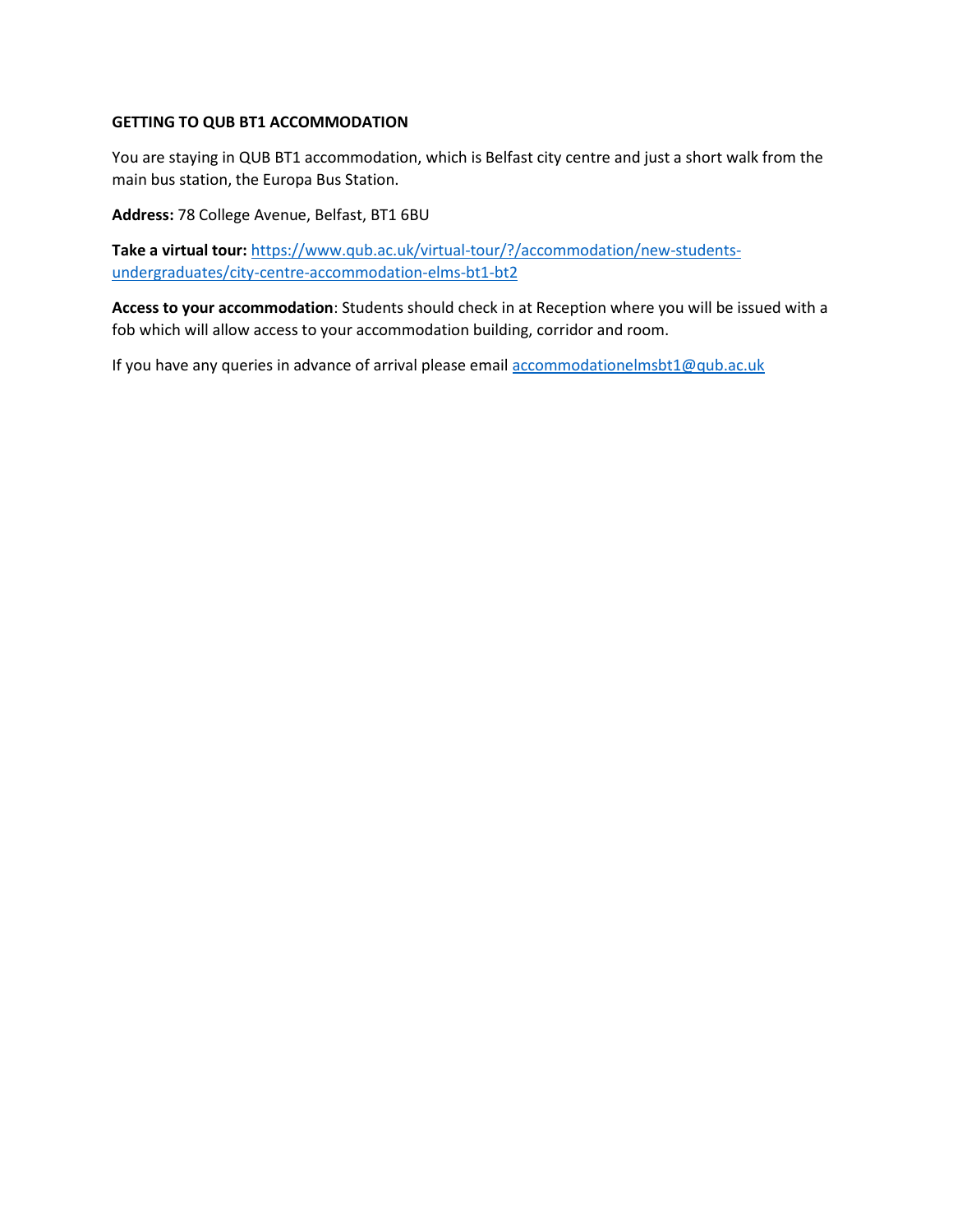**GETTING TO QUB BT1 ACCOMMODATION**

You are staying in QUB BT1 accommodation, which is Belfast city centre and just a short walk from the main bus station, the Europa Bus Station.

**Address:** 78 College Avenue, Belfast, BT1 6BU

**Take a virtual tour:** [https://www.qub.ac.uk/virtual-tour/?/accommodation/new-students-undergraduates/city-centre-accommodation-elms-bt1-bt2](https://www.qub.ac.uk/virtual-tour/?/accommodation/new-students-undergraduates/city-centre-accommodation-elms-bt1-bt2)

**Access to your accommodation**: Students should check in at Reception where you will be issued with a fob which will allow access to your accommodation building, corridor and room.

If you have any queries in advance of arrival please email [accommodationelmsbt1@qub.ac.uk](mailto:accommodationelmsbt1@qub.ac.uk)